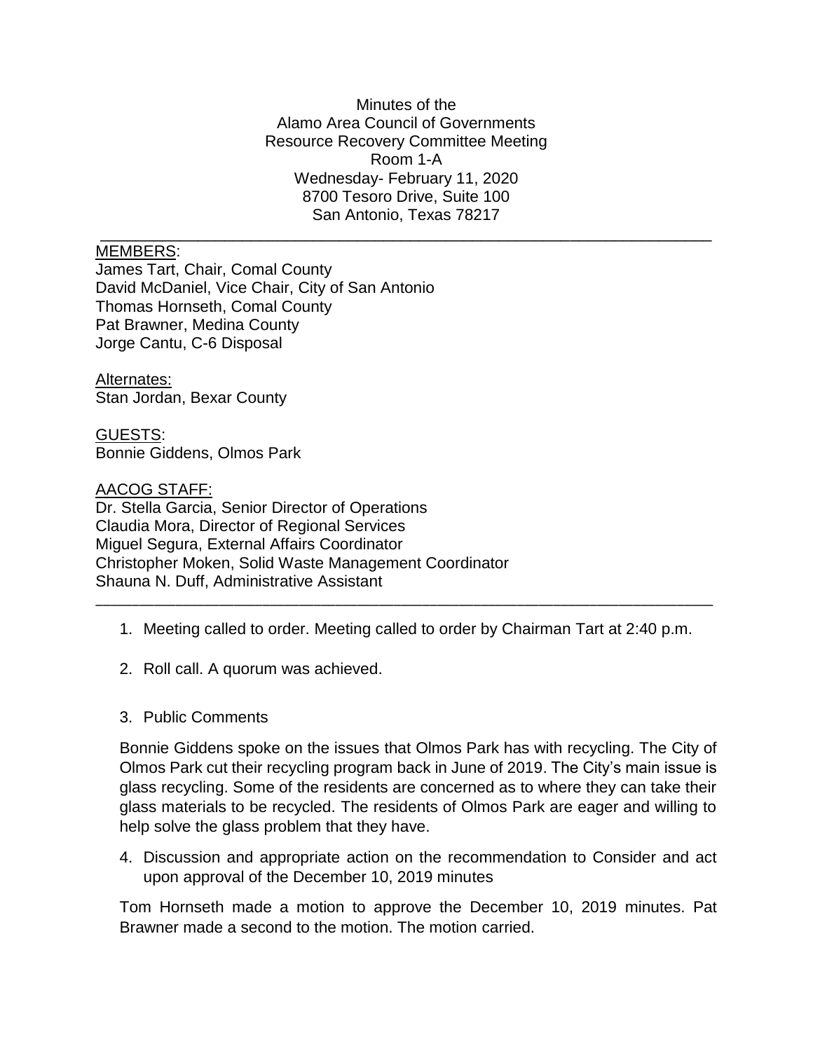Minutes of the
Alamo Area Council of Governments
Resource Recovery Committee Meeting
Room 1-A
Wednesday- February 11, 2020
8700 Tesoro Drive, Suite 100
San Antonio, Texas 78217

---

<u>MEMBERS</u>:
James Tart, Chair, Comal County
David McDaniel, Vice Chair, City of San Antonio
Thomas Hornseth, Comal County
Pat Brawner, Medina County
Jorge Cantu, C-6 Disposal

<u>Alternates:</u>
Stan Jordan, Bexar County

<u>GUESTS</u>:
Bonnie Giddens, Olmos Park

<u>AACOG STAFF:</u>
Dr. Stella Garcia, Senior Director of Operations
Claudia Mora, Director of Regional Services
Miguel Segura, External Affairs Coordinator
Christopher Moken, Solid Waste Management Coordinator
Shauna N. Duff, Administrative Assistant

---

1. Meeting called to order. Meeting called to order by Chairman Tart at 2:40 p.m.

2. Roll call. A quorum was achieved.

3. Public Comments

   Bonnie Giddens spoke on the issues that Olmos Park has with recycling. The City of Olmos Park cut their recycling program back in June of 2019. The City's main issue is glass recycling. Some of the residents are concerned as to where they can take their glass materials to be recycled. The residents of Olmos Park are eager and willing to help solve the glass problem that they have.

4. Discussion and appropriate action on the recommendation to Consider and act upon approval of the December 10, 2019 minutes

   Tom Hornseth made a motion to approve the December 10, 2019 minutes. Pat Brawner made a second to the motion. The motion carried.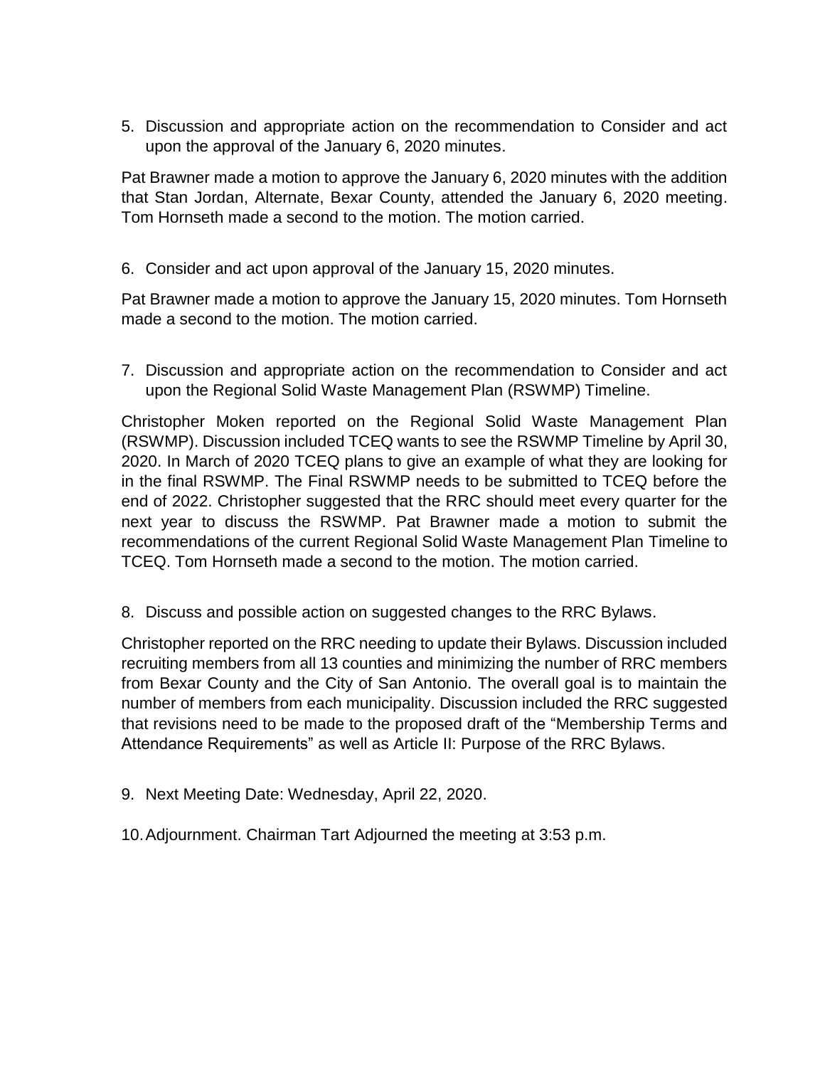5. Discussion and appropriate action on the recommendation to Consider and act upon the approval of the January 6, 2020 minutes.

Pat Brawner made a motion to approve the January 6, 2020 minutes with the addition that Stan Jordan, Alternate, Bexar County, attended the January 6, 2020 meeting. Tom Hornseth made a second to the motion. The motion carried.

6. Consider and act upon approval of the January 15, 2020 minutes.

Pat Brawner made a motion to approve the January 15, 2020 minutes. Tom Hornseth made a second to the motion. The motion carried.

7. Discussion and appropriate action on the recommendation to Consider and act upon the Regional Solid Waste Management Plan (RSWMP) Timeline.

Christopher Moken reported on the Regional Solid Waste Management Plan (RSWMP). Discussion included TCEQ wants to see the RSWMP Timeline by April 30, 2020. In March of 2020 TCEQ plans to give an example of what they are looking for in the final RSWMP. The Final RSWMP needs to be submitted to TCEQ before the end of 2022. Christopher suggested that the RRC should meet every quarter for the next year to discuss the RSWMP. Pat Brawner made a motion to submit the recommendations of the current Regional Solid Waste Management Plan Timeline to TCEQ. Tom Hornseth made a second to the motion. The motion carried.

8. Discuss and possible action on suggested changes to the RRC Bylaws.

Christopher reported on the RRC needing to update their Bylaws. Discussion included recruiting members from all 13 counties and minimizing the number of RRC members from Bexar County and the City of San Antonio. The overall goal is to maintain the number of members from each municipality. Discussion included the RRC suggested that revisions need to be made to the proposed draft of the "Membership Terms and Attendance Requirements" as well as Article II: Purpose of the RRC Bylaws.

9. Next Meeting Date: Wednesday, April 22, 2020.

10. Adjournment. Chairman Tart Adjourned the meeting at 3:53 p.m.